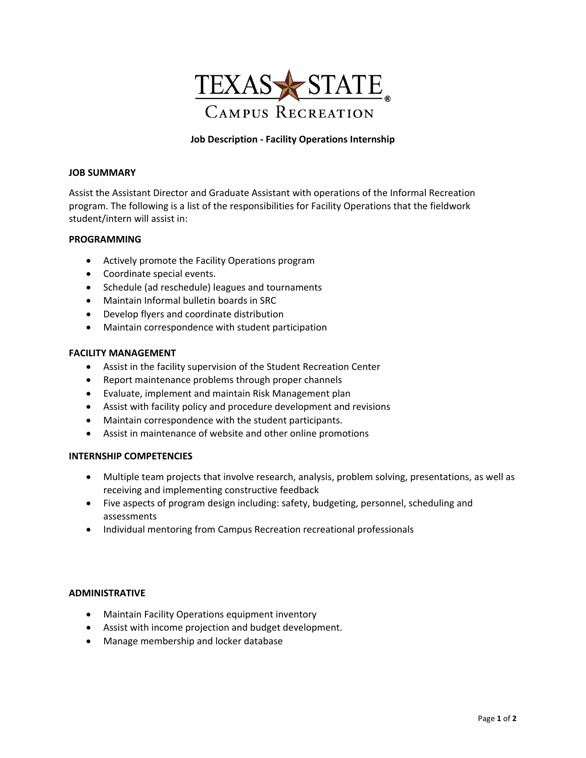TEXAS STATE

CAMPUS RECREATION

**Job Description - Facility Operations Internship**

## JOB SUMMARY

Assist the Assistant Director and Graduate Assistant with operations of the Informal Recreation program. The following is a list of the responsibilities for Facility Operations that the fieldwork student/intern will assist in:

## PROGRAMMING

- Actively promote the Facility Operations program
- Coordinate special events.
- Schedule (ad reschedule) leagues and tournaments
- Maintain Informal bulletin boards in SRC
- Develop flyers and coordinate distribution
- Maintain correspondence with student participation

## FACILITY MANAGEMENT

- Assist in the facility supervision of the Student Recreation Center
- Report maintenance problems through proper channels
- Evaluate, implement and maintain Risk Management plan
- Assist with facility policy and procedure development and revisions
- Maintain correspondence with the student participants.
- Assist in maintenance of website and other online promotions

## INTERNSHIP COMPETENCIES

- Multiple team projects that involve research, analysis, problem solving, presentations, as well as receiving and implementing constructive feedback
- Five aspects of program design including: safety, budgeting, personnel, scheduling and assessments
- Individual mentoring from Campus Recreation recreational professionals

## ADMINISTRATIVE

- Maintain Facility Operations equipment inventory
- Assist with income projection and budget development.
- Manage membership and locker database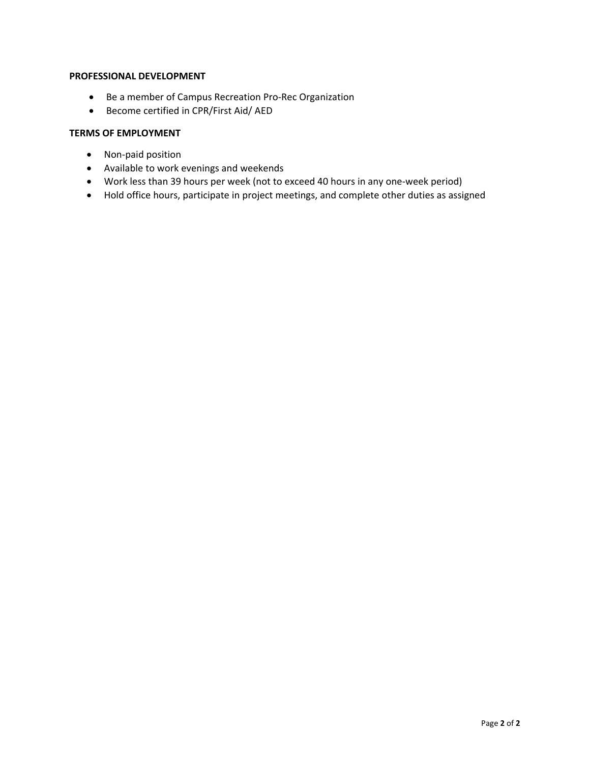**PROFESSIONAL DEVELOPMENT**

- Be a member of Campus Recreation Pro-Rec Organization
- Become certified in CPR/First Aid/ AED

**TERMS OF EMPLOYMENT**

- Non-paid position
- Available to work evenings and weekends
- Work less than 39 hours per week (not to exceed 40 hours in any one-week period)
- Hold office hours, participate in project meetings, and complete other duties as assigned